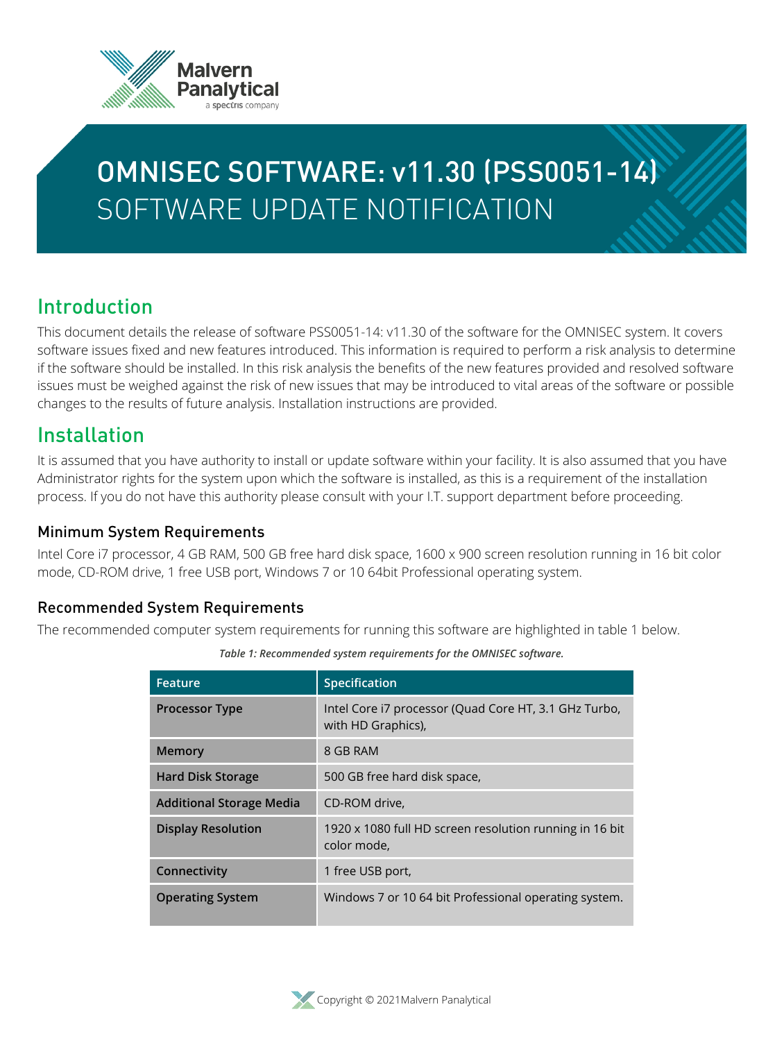# OMNISEC SOFTWARE: v11.30 (PSS0051-14)
# SOFTWARE UPDATE NOTIFICATION

## Introduction

This document details the release of software PSS0051-14: v11.30 of the software for the OMNISEC system. It covers software issues fixed and new features introduced. This information is required to perform a risk analysis to determine if the software should be installed. In this risk analysis the benefits of the new features provided and resolved software issues must be weighed against the risk of new issues that may be introduced to vital areas of the software or possible changes to the results of future analysis. Installation instructions are provided.

## Installation

It is assumed that you have authority to install or update software within your facility. It is also assumed that you have Administrator rights for the system upon which the software is installed, as this is a requirement of the installation process. If you do not have this authority please consult with your I.T. support department before proceeding.

### Minimum System Requirements

Intel Core i7 processor, 4 GB RAM, 500 GB free hard disk space, 1600 x 900 screen resolution running in 16 bit color mode, CD-ROM drive, 1 free USB port, Windows 7 or 10 64bit Professional operating system.

### Recommended System Requirements

The recommended computer system requirements for running this software are highlighted in table 1 below.

*Table 1: Recommended system requirements for the OMNISEC software.*

| Feature | Specification |
|---|---|
| **Processor Type** | Intel Core i7 processor (Quad Core HT, 3.1 GHz Turbo, with HD Graphics), |
| **Memory** | 8 GB RAM |
| **Hard Disk Storage** | 500 GB free hard disk space, |
| **Additional Storage Media** | CD-ROM drive, |
| **Display Resolution** | 1920 x 1080 full HD screen resolution running in 16 bit color mode, |
| **Connectivity** | 1 free USB port, |
| **Operating System** | Windows 7 or 10 64 bit Professional operating system. |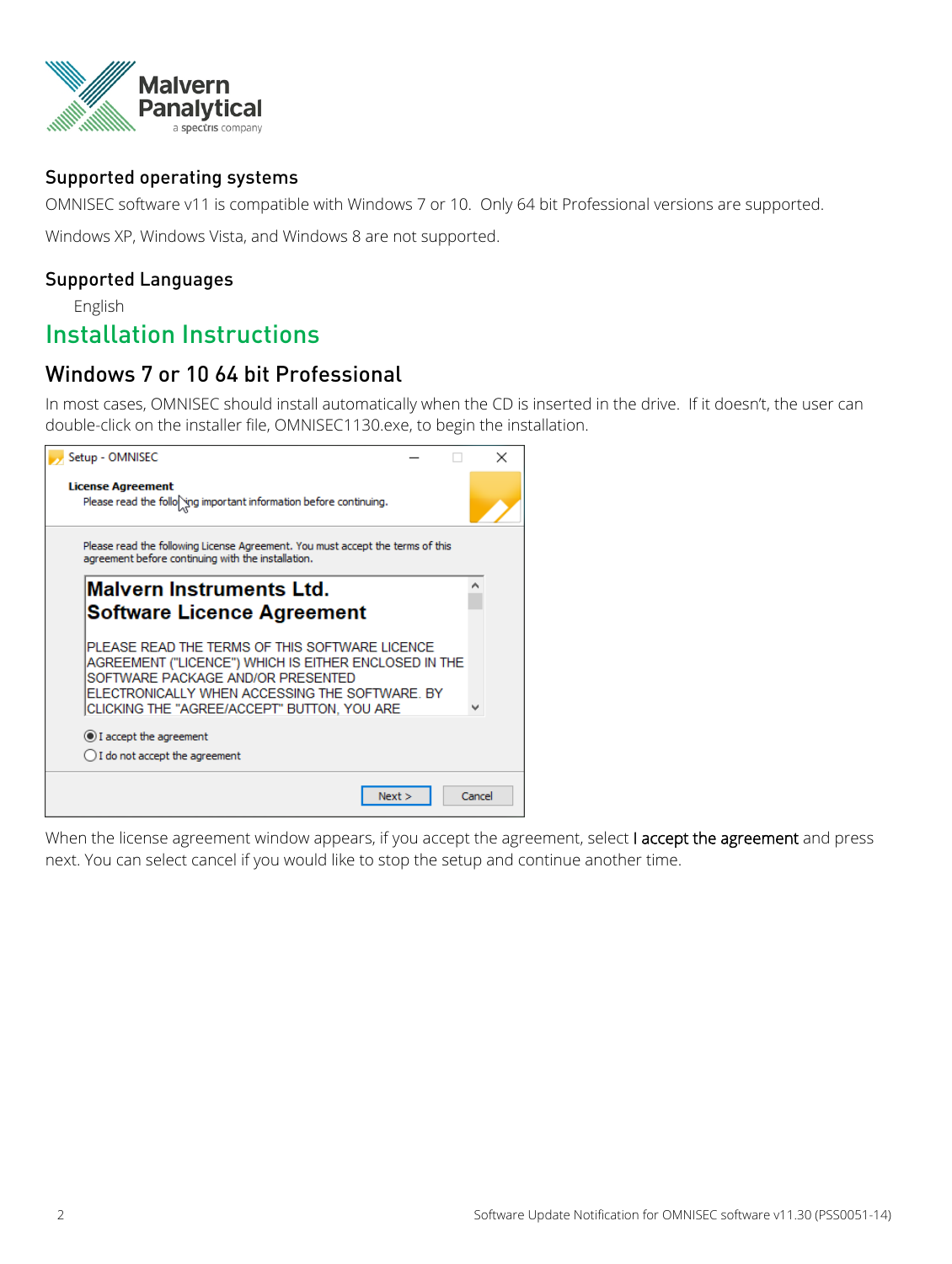## Supported operating systems

OMNISEC software v11 is compatible with Windows 7 or 10. Only 64 bit Professional versions are supported.

Windows XP, Windows Vista, and Windows 8 are not supported.

## Supported Languages

English

# Installation Instructions

## Windows 7 or 10 64 bit Professional

In most cases, OMNISEC should install automatically when the CD is inserted in the drive. If it doesn't, the user can double-click on the installer file, OMNISEC1130.exe, to begin the installation.

When the license agreement window appears, if you accept the agreement, select **I accept the agreement** and press next. You can select cancel if you would like to stop the setup and continue another time.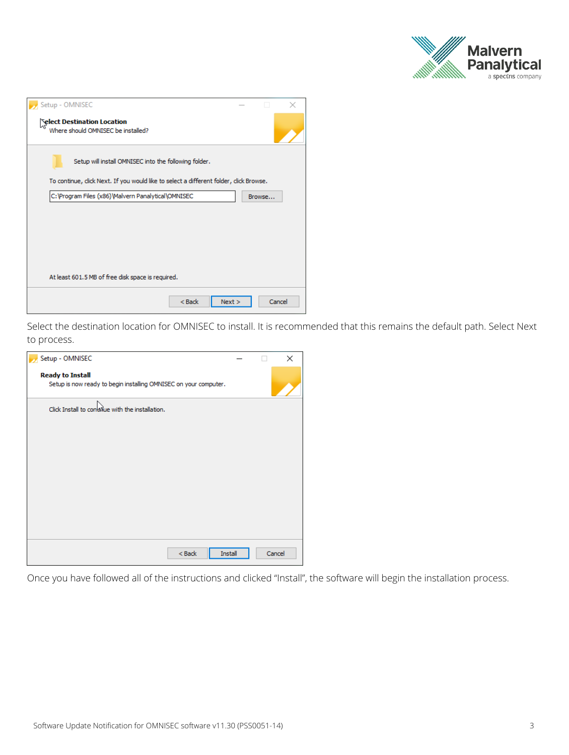Select the destination location for OMNISEC to install. It is recommended that this remains the default path. Select Next to process.

Once you have followed all of the instructions and clicked "Install", the software will begin the installation process.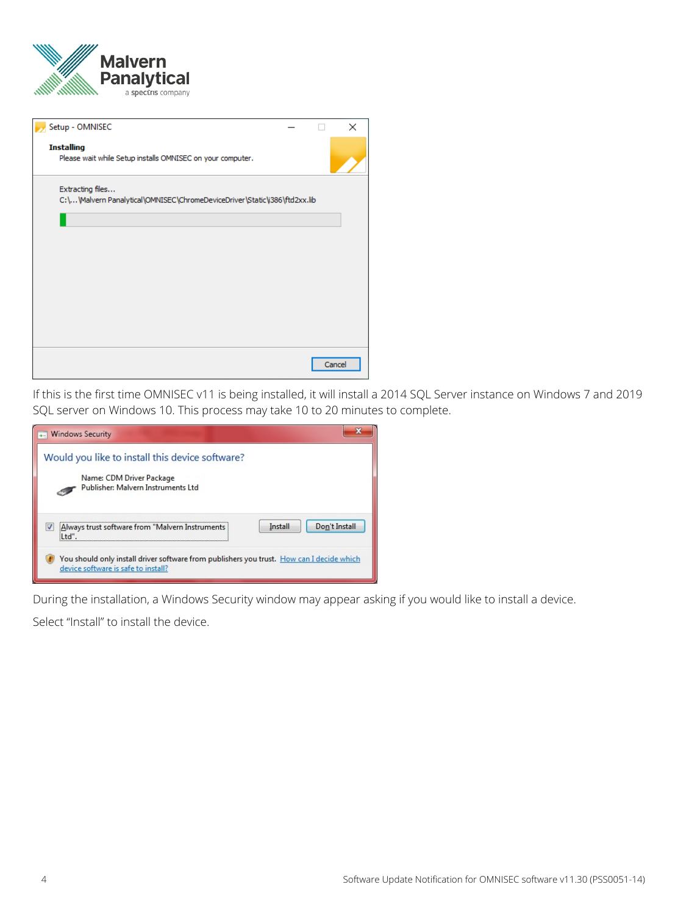If this is the first time OMNISEC v11 is being installed, it will install a 2014 SQL Server instance on Windows 7 and 2019 SQL server on Windows 10. This process may take 10 to 20 minutes to complete.

During the installation, a Windows Security window may appear asking if you would like to install a device.

Select "Install" to install the device.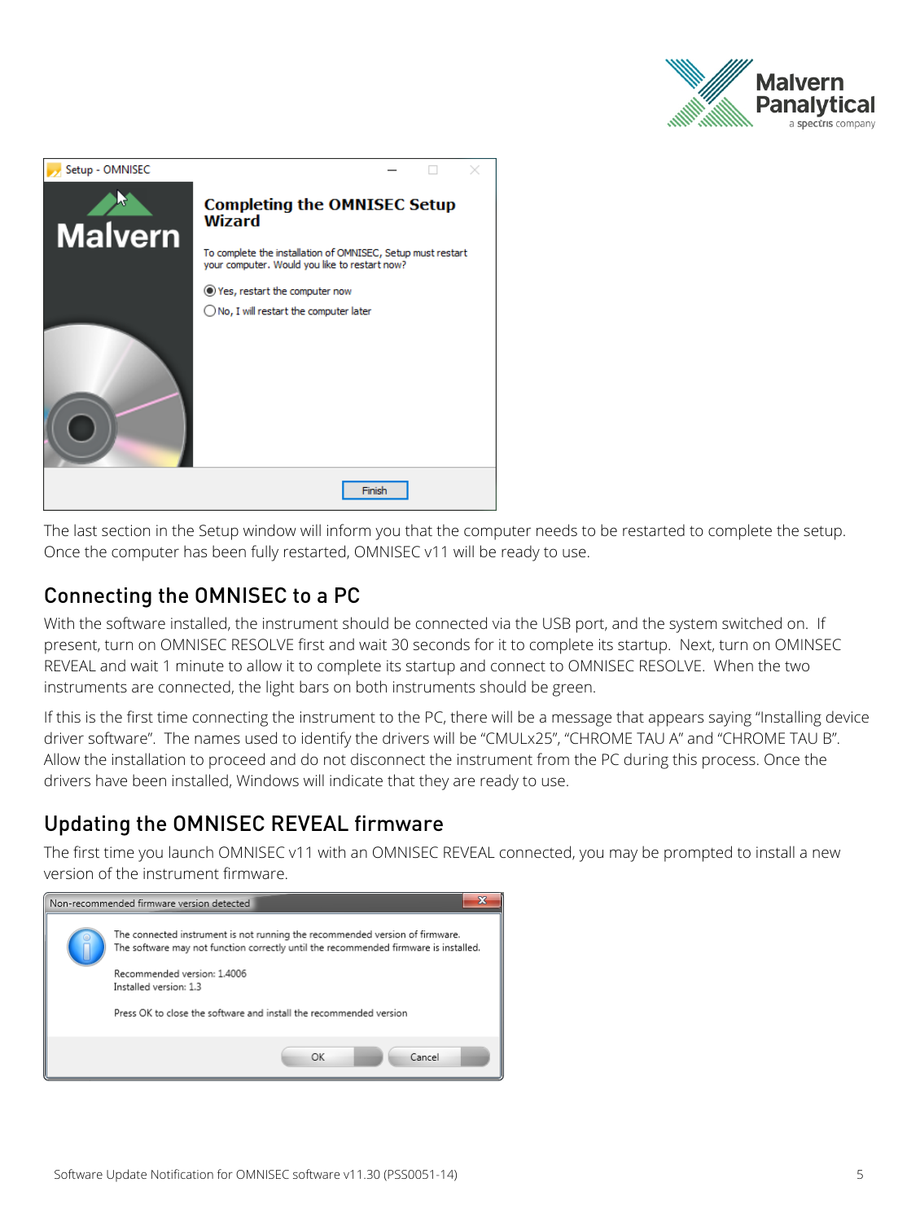The last section in the Setup window will inform you that the computer needs to be restarted to complete the setup. Once the computer has been fully restarted, OMNISEC v11 will be ready to use.

## Connecting the OMNISEC to a PC

With the software installed, the instrument should be connected via the USB port, and the system switched on. If present, turn on OMNISEC RESOLVE first and wait 30 seconds for it to complete its startup. Next, turn on OMINSEC REVEAL and wait 1 minute to allow it to complete its startup and connect to OMNISEC RESOLVE. When the two instruments are connected, the light bars on both instruments should be green.

If this is the first time connecting the instrument to the PC, there will be a message that appears saying "Installing device driver software". The names used to identify the drivers will be "CMULx25", "CHROME TAU A" and "CHROME TAU B". Allow the installation to proceed and do not disconnect the instrument from the PC during this process. Once the drivers have been installed, Windows will indicate that they are ready to use.

## Updating the OMNISEC REVEAL firmware

The first time you launch OMNISEC v11 with an OMNISEC REVEAL connected, you may be prompted to install a new version of the instrument firmware.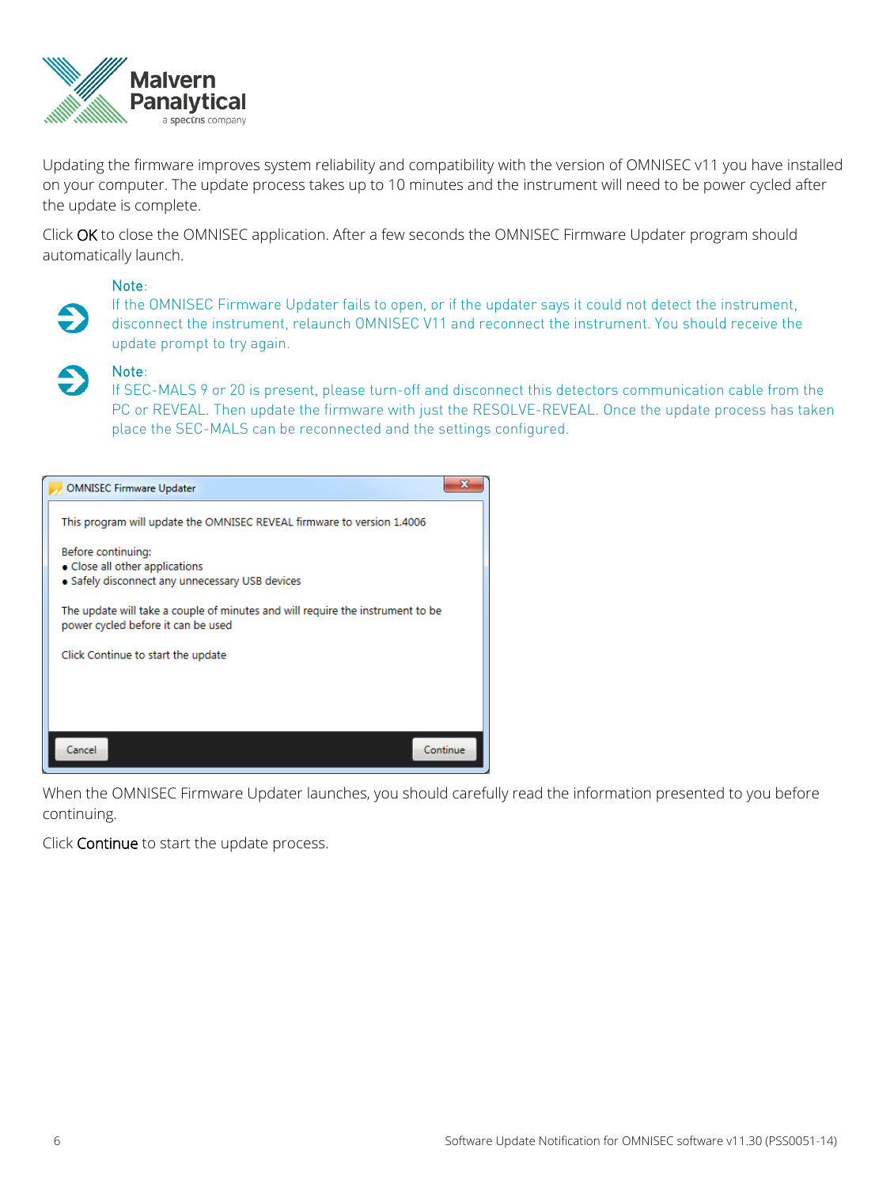Updating the firmware improves system reliability and compatibility with the version of OMNISEC v11 you have installed on your computer. The update process takes up to 10 minutes and the instrument will need to be power cycled after the update is complete.

Click OK to close the OMNISEC application. After a few seconds the OMNISEC Firmware Updater program should automatically launch.

> **Note:**
> If the OMNISEC Firmware Updater fails to open, or if the updater says it could not detect the instrument, disconnect the instrument, relaunch OMNISEC V11 and reconnect the instrument. You should receive the update prompt to try again.

> **Note:**
> If SEC-MALS 9 or 20 is present, please turn-off and disconnect this detectors communication cable from the PC or REVEAL. Then update the firmware with just the RESOLVE-REVEAL. Once the update process has taken place the SEC-MALS can be reconnected and the settings configured.

**OMNISEC Firmware Updater**

This program will update the OMNISEC REVEAL firmware to version 1.4006

Before continuing:
- Close all other applications
- Safely disconnect any unnecessary USB devices

The update will take a couple of minutes and will require the instrument to be power cycled before it can be used

Click Continue to start the update

Cancel | Continue

When the OMNISEC Firmware Updater launches, you should carefully read the information presented to you before continuing.

Click Continue to start the update process.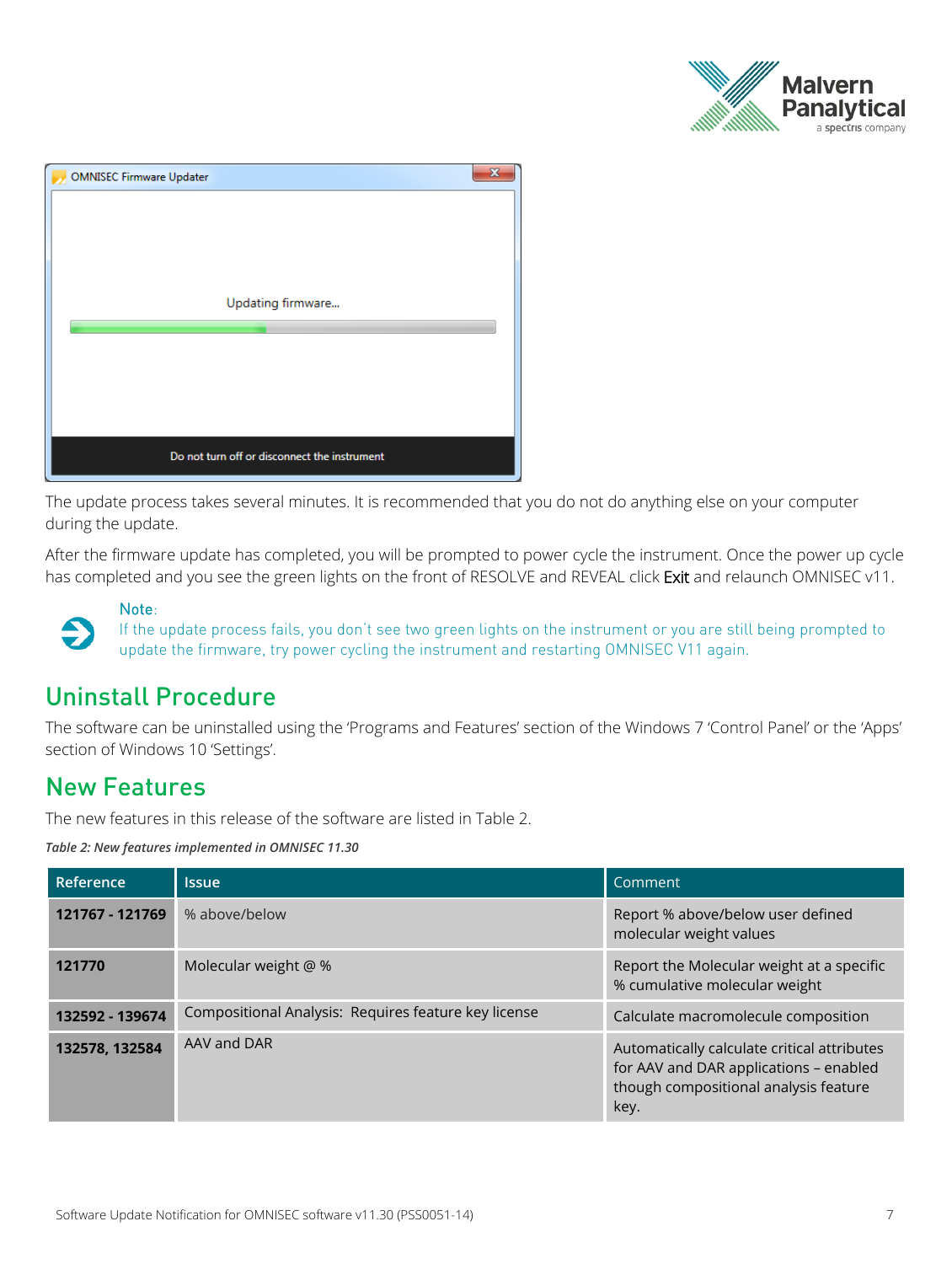The update process takes several minutes. It is recommended that you do not do anything else on your computer during the update.

After the firmware update has completed, you will be prompted to power cycle the instrument. Once the power up cycle has completed and you see the green lights on the front of RESOLVE and REVEAL click Exit and relaunch OMNISEC v11.

Note:
If the update process fails, you don't see two green lights on the instrument or you are still being prompted to update the firmware, try power cycling the instrument and restarting OMNISEC V11 again.

## Uninstall Procedure

The software can be uninstalled using the 'Programs and Features' section of the Windows 7 'Control Panel' or the 'Apps' section of Windows 10 'Settings'.

## New Features

The new features in this release of the software are listed in Table 2.

*Table 2: New features implemented in OMNISEC 11.30*

| Reference | Issue | Comment |
|---|---|---|
| **121767 - 121769** | % above/below | Report % above/below user defined molecular weight values |
| **121770** | Molecular weight @ % | Report the Molecular weight at a specific % cumulative molecular weight |
| **132592 - 139674** | Compositional Analysis: Requires feature key license | Calculate macromolecule composition |
| **132578, 132584** | AAV and DAR | Automatically calculate critical attributes for AAV and DAR applications – enabled though compositional analysis feature key. |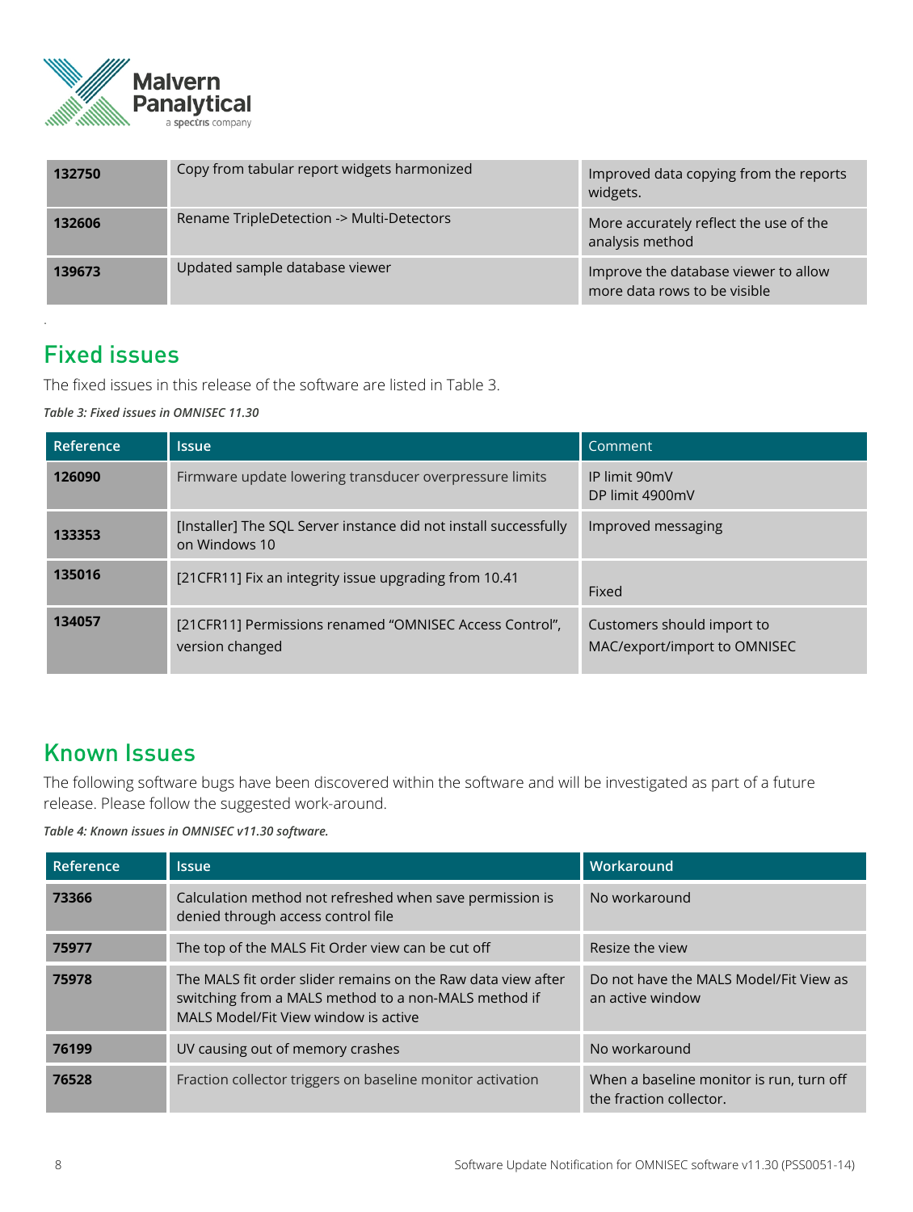| | | |
|---|---|---|
| **132750** | Copy from tabular report widgets harmonized | Improved data copying from the reports widgets. |
| **132606** | Rename TripleDetection -> Multi-Detectors | More accurately reflect the use of the analysis method |
| **139673** | Updated sample database viewer | Improve the database viewer to allow more data rows to be visible |

## Fixed issues

The fixed issues in this release of the software are listed in Table 3.

***Table 3: Fixed issues in OMNISEC 11.30***

| Reference | Issue | Comment |
|---|---|---|
| **126090** | Firmware update lowering transducer overpressure limits | IP limit 90mV<br>DP limit 4900mV |
| **133353** | [Installer] The SQL Server instance did not install successfully on Windows 10 | Improved messaging |
| **135016** | [21CFR11] Fix an integrity issue upgrading from 10.41 | Fixed |
| **134057** | [21CFR11] Permissions renamed “OMNISEC Access Control”, version changed | Customers should import to MAC/export/import to OMNISEC |

## Known Issues

The following software bugs have been discovered within the software and will be investigated as part of a future release. Please follow the suggested work-around.

***Table 4: Known issues in OMNISEC v11.30 software.***

| Reference | Issue | Workaround |
|---|---|---|
| **73366** | Calculation method not refreshed when save permission is denied through access control file | No workaround |
| **75977** | The top of the MALS Fit Order view can be cut off | Resize the view |
| **75978** | The MALS fit order slider remains on the Raw data view after switching from a MALS method to a non-MALS method if MALS Model/Fit View window is active | Do not have the MALS Model/Fit View as an active window |
| **76199** | UV causing out of memory crashes | No workaround |
| **76528** | Fraction collector triggers on baseline monitor activation | When a baseline monitor is run, turn off the fraction collector. |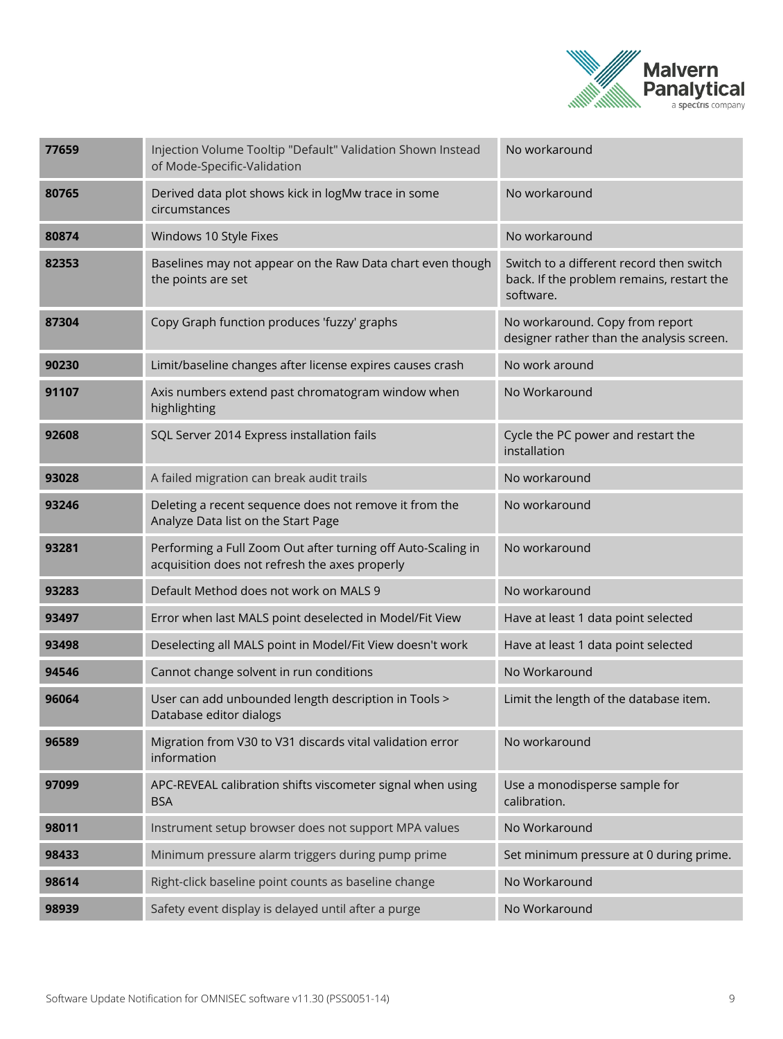| | | |
|---|---|---|
| **77659** | Injection Volume Tooltip "Default" Validation Shown Instead of Mode-Specific-Validation | No workaround |
| **80765** | Derived data plot shows kick in logMw trace in some circumstances | No workaround |
| **80874** | Windows 10 Style Fixes | No workaround |
| **82353** | Baselines may not appear on the Raw Data chart even though the points are set | Switch to a different record then switch back. If the problem remains, restart the software. |
| **87304** | Copy Graph function produces 'fuzzy' graphs | No workaround. Copy from report designer rather than the analysis screen. |
| **90230** | Limit/baseline changes after license expires causes crash | No work around |
| **91107** | Axis numbers extend past chromatogram window when highlighting | No Workaround |
| **92608** | SQL Server 2014 Express installation fails | Cycle the PC power and restart the installation |
| **93028** | A failed migration can break audit trails | No workaround |
| **93246** | Deleting a recent sequence does not remove it from the Analyze Data list on the Start Page | No workaround |
| **93281** | Performing a Full Zoom Out after turning off Auto-Scaling in acquisition does not refresh the axes properly | No workaround |
| **93283** | Default Method does not work on MALS 9 | No workaround |
| **93497** | Error when last MALS point deselected in Model/Fit View | Have at least 1 data point selected |
| **93498** | Deselecting all MALS point in Model/Fit View doesn't work | Have at least 1 data point selected |
| **94546** | Cannot change solvent in run conditions | No Workaround |
| **96064** | User can add unbounded length description in Tools > Database editor dialogs | Limit the length of the database item. |
| **96589** | Migration from V30 to V31 discards vital validation error information | No workaround |
| **97099** | APC-REVEAL calibration shifts viscometer signal when using BSA | Use a monodisperse sample for calibration. |
| **98011** | Instrument setup browser does not support MPA values | No Workaround |
| **98433** | Minimum pressure alarm triggers during pump prime | Set minimum pressure at 0 during prime. |
| **98614** | Right-click baseline point counts as baseline change | No Workaround |
| **98939** | Safety event display is delayed until after a purge | No Workaround |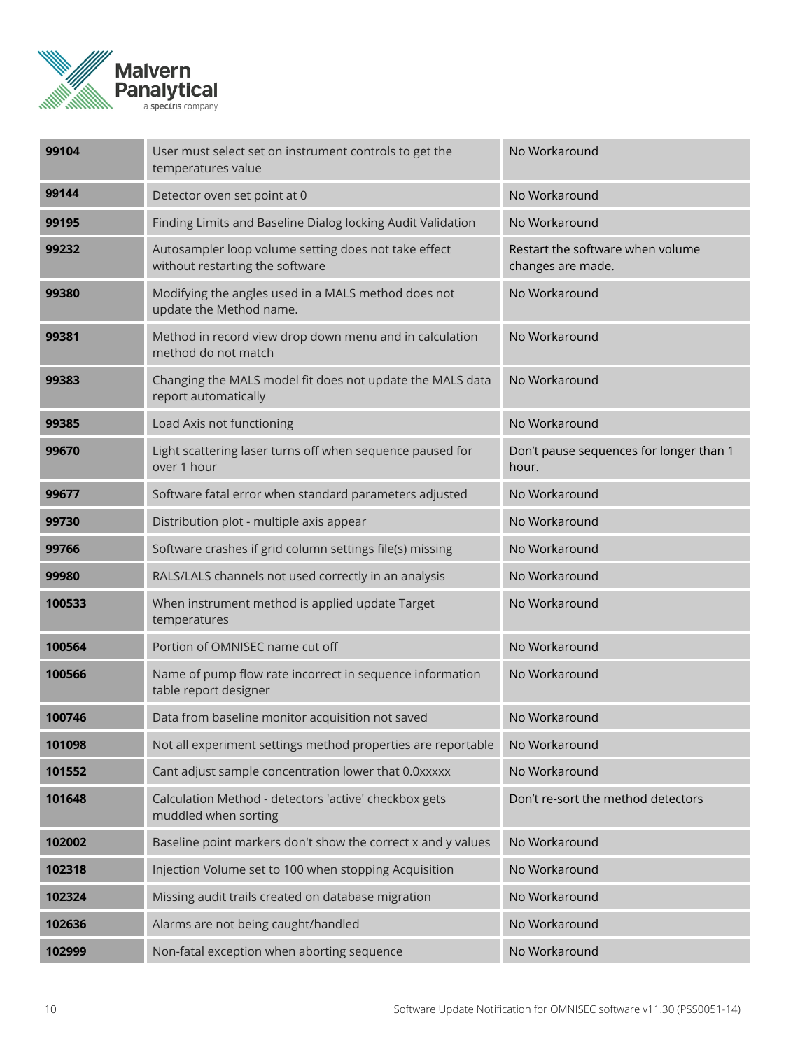| | | |
|---|---|---|
| **99104** | User must select set on instrument controls to get the temperatures value | No Workaround |
| **99144** | Detector oven set point at 0 | No Workaround |
| **99195** | Finding Limits and Baseline Dialog locking Audit Validation | No Workaround |
| **99232** | Autosampler loop volume setting does not take effect without restarting the software | Restart the software when volume changes are made. |
| **99380** | Modifying the angles used in a MALS method does not update the Method name. | No Workaround |
| **99381** | Method in record view drop down menu and in calculation method do not match | No Workaround |
| **99383** | Changing the MALS model fit does not update the MALS data report automatically | No Workaround |
| **99385** | Load Axis not functioning | No Workaround |
| **99670** | Light scattering laser turns off when sequence paused for over 1 hour | Don't pause sequences for longer than 1 hour. |
| **99677** | Software fatal error when standard parameters adjusted | No Workaround |
| **99730** | Distribution plot - multiple axis appear | No Workaround |
| **99766** | Software crashes if grid column settings file(s) missing | No Workaround |
| **99980** | RALS/LALS channels not used correctly in an analysis | No Workaround |
| **100533** | When instrument method is applied update Target temperatures | No Workaround |
| **100564** | Portion of OMNISEC name cut off | No Workaround |
| **100566** | Name of pump flow rate incorrect in sequence information table report designer | No Workaround |
| **100746** | Data from baseline monitor acquisition not saved | No Workaround |
| **101098** | Not all experiment settings method properties are reportable | No Workaround |
| **101552** | Cant adjust sample concentration lower that 0.0xxxxx | No Workaround |
| **101648** | Calculation Method - detectors 'active' checkbox gets muddled when sorting | Don't re-sort the method detectors |
| **102002** | Baseline point markers don't show the correct x and y values | No Workaround |
| **102318** | Injection Volume set to 100 when stopping Acquisition | No Workaround |
| **102324** | Missing audit trails created on database migration | No Workaround |
| **102636** | Alarms are not being caught/handled | No Workaround |
| **102999** | Non-fatal exception when aborting sequence | No Workaround |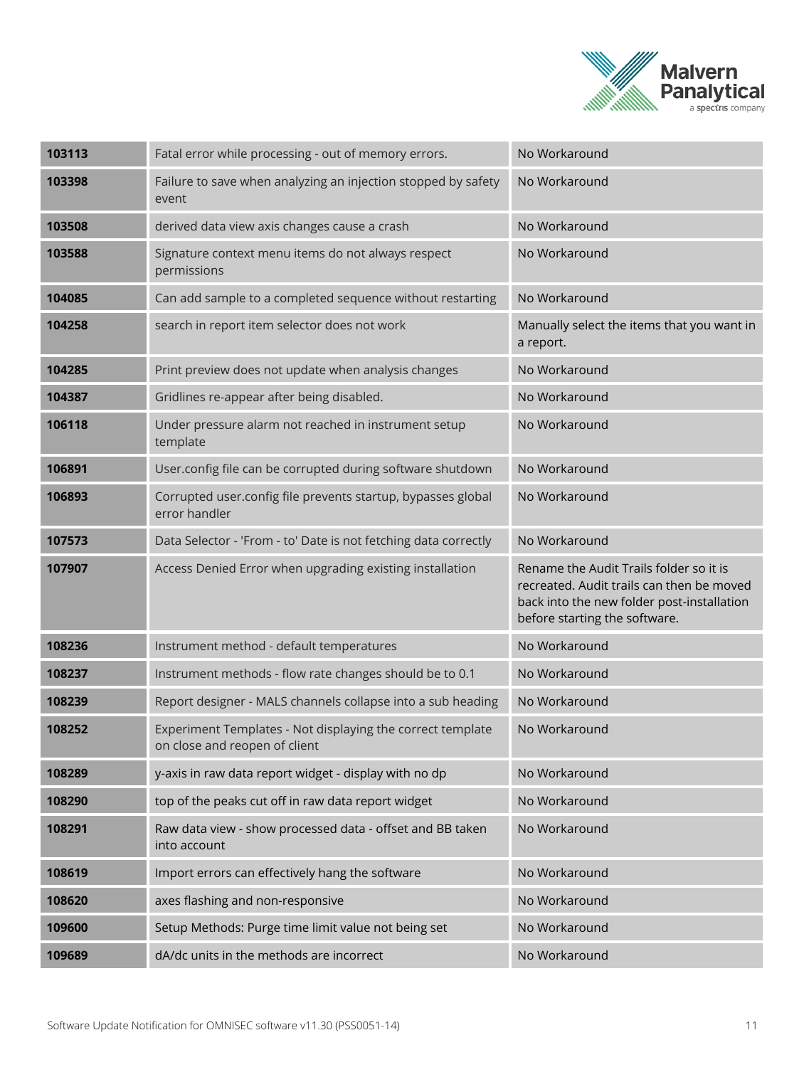| | | |
|---|---|---|
| **103113** | Fatal error while processing - out of memory errors. | No Workaround |
| **103398** | Failure to save when analyzing an injection stopped by safety event | No Workaround |
| **103508** | derived data view axis changes cause a crash | No Workaround |
| **103588** | Signature context menu items do not always respect permissions | No Workaround |
| **104085** | Can add sample to a completed sequence without restarting | No Workaround |
| **104258** | search in report item selector does not work | Manually select the items that you want in a report. |
| **104285** | Print preview does not update when analysis changes | No Workaround |
| **104387** | Gridlines re-appear after being disabled. | No Workaround |
| **106118** | Under pressure alarm not reached in instrument setup template | No Workaround |
| **106891** | User.config file can be corrupted during software shutdown | No Workaround |
| **106893** | Corrupted user.config file prevents startup, bypasses global error handler | No Workaround |
| **107573** | Data Selector - 'From - to' Date is not fetching data correctly | No Workaround |
| **107907** | Access Denied Error when upgrading existing installation | Rename the Audit Trails folder so it is recreated. Audit trails can then be moved back into the new folder post-installation before starting the software. |
| **108236** | Instrument method - default temperatures | No Workaround |
| **108237** | Instrument methods - flow rate changes should be to 0.1 | No Workaround |
| **108239** | Report designer - MALS channels collapse into a sub heading | No Workaround |
| **108252** | Experiment Templates - Not displaying the correct template on close and reopen of client | No Workaround |
| **108289** | y-axis in raw data report widget - display with no dp | No Workaround |
| **108290** | top of the peaks cut off in raw data report widget | No Workaround |
| **108291** | Raw data view - show processed data - offset and BB taken into account | No Workaround |
| **108619** | Import errors can effectively hang the software | No Workaround |
| **108620** | axes flashing and non-responsive | No Workaround |
| **109600** | Setup Methods: Purge time limit value not being set | No Workaround |
| **109689** | dA/dc units in the methods are incorrect | No Workaround |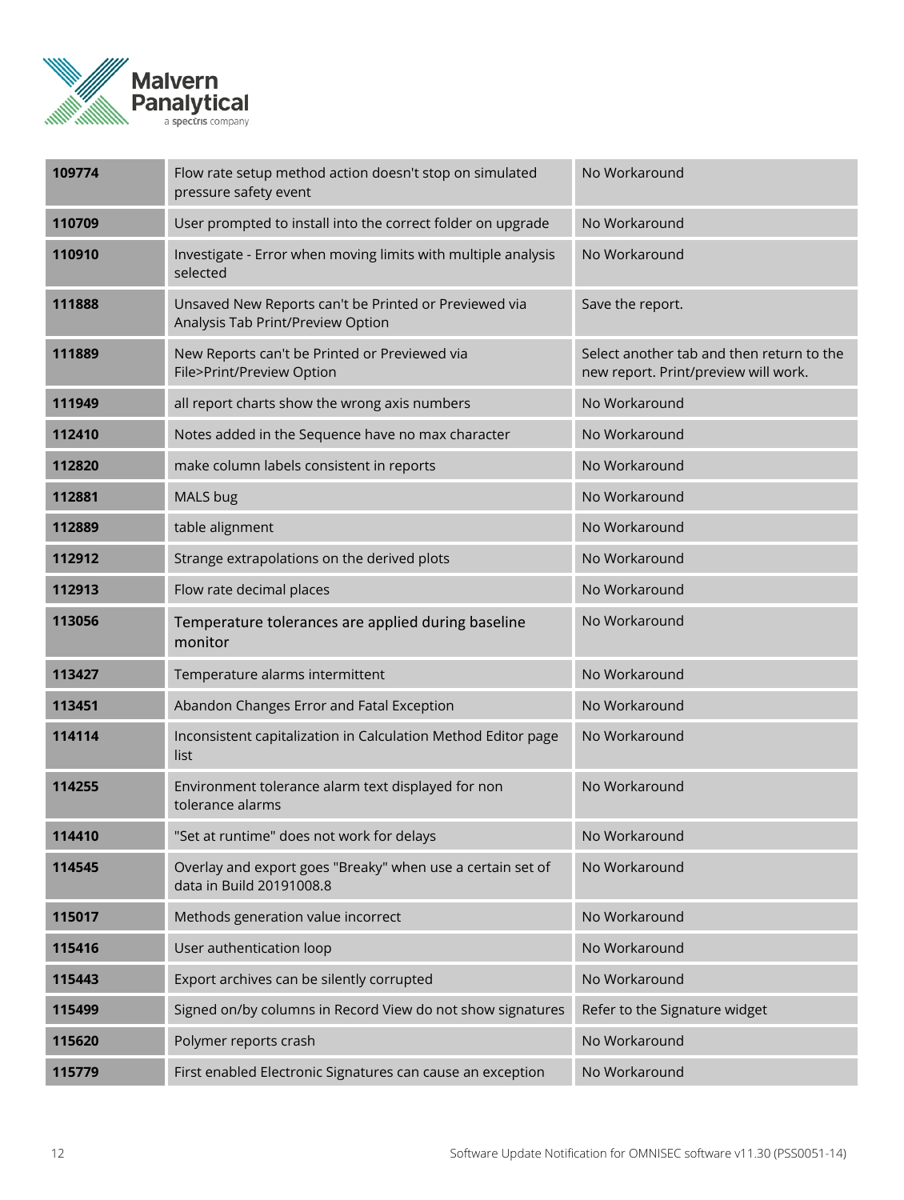| 109774 | Flow rate setup method action doesn't stop on simulated pressure safety event | No Workaround |
|---|---|---|
| 110709 | User prompted to install into the correct folder on upgrade | No Workaround |
| 110910 | Investigate - Error when moving limits with multiple analysis selected | No Workaround |
| 111888 | Unsaved New Reports can't be Printed or Previewed via Analysis Tab Print/Preview Option | Save the report. |
| 111889 | New Reports can't be Printed or Previewed via File>Print/Preview Option | Select another tab and then return to the new report. Print/preview will work. |
| 111949 | all report charts show the wrong axis numbers | No Workaround |
| 112410 | Notes added in the Sequence have no max character | No Workaround |
| 112820 | make column labels consistent in reports | No Workaround |
| 112881 | MALS bug | No Workaround |
| 112889 | table alignment | No Workaround |
| 112912 | Strange extrapolations on the derived plots | No Workaround |
| 112913 | Flow rate decimal places | No Workaround |
| 113056 | Temperature tolerances are applied during baseline monitor | No Workaround |
| 113427 | Temperature alarms intermittent | No Workaround |
| 113451 | Abandon Changes Error and Fatal Exception | No Workaround |
| 114114 | Inconsistent capitalization in Calculation Method Editor page list | No Workaround |
| 114255 | Environment tolerance alarm text displayed for non tolerance alarms | No Workaround |
| 114410 | "Set at runtime" does not work for delays | No Workaround |
| 114545 | Overlay and export goes "Breaky" when use a certain set of data in Build 20191008.8 | No Workaround |
| 115017 | Methods generation value incorrect | No Workaround |
| 115416 | User authentication loop | No Workaround |
| 115443 | Export archives can be silently corrupted | No Workaround |
| 115499 | Signed on/by columns in Record View do not show signatures | Refer to the Signature widget |
| 115620 | Polymer reports crash | No Workaround |
| 115779 | First enabled Electronic Signatures can cause an exception | No Workaround |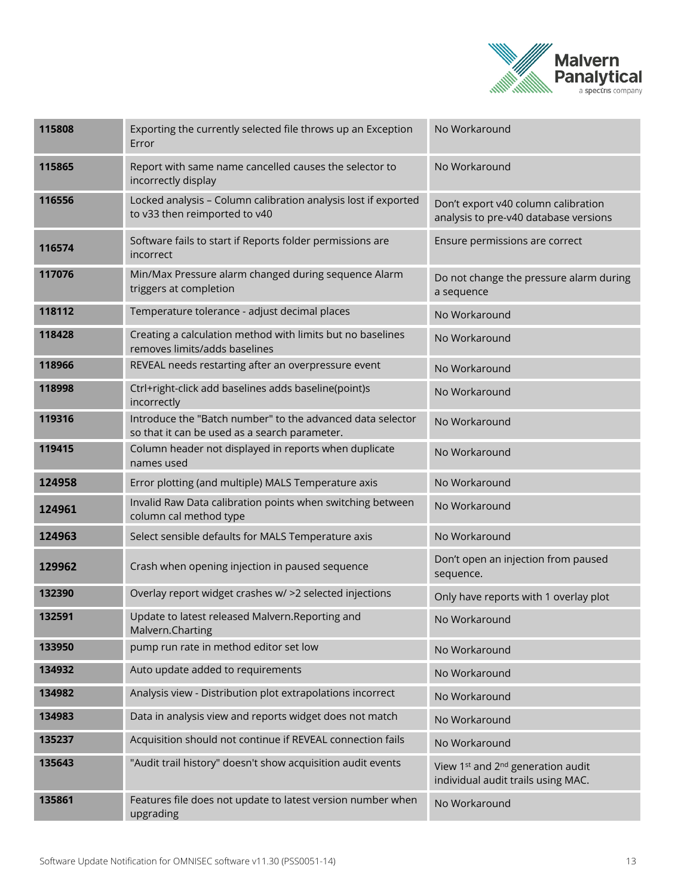| | | |
|---|---|---|
| **115808** | Exporting the currently selected file throws up an Exception Error | No Workaround |
| **115865** | Report with same name cancelled causes the selector to incorrectly display | No Workaround |
| **116556** | Locked analysis – Column calibration analysis lost if exported to v33 then reimported to v40 | Don't export v40 column calibration analysis to pre-v40 database versions |
| **116574** | Software fails to start if Reports folder permissions are incorrect | Ensure permissions are correct |
| **117076** | Min/Max Pressure alarm changed during sequence Alarm triggers at completion | Do not change the pressure alarm during a sequence |
| **118112** | Temperature tolerance - adjust decimal places | No Workaround |
| **118428** | Creating a calculation method with limits but no baselines removes limits/adds baselines | No Workaround |
| **118966** | REVEAL needs restarting after an overpressure event | No Workaround |
| **118998** | Ctrl+right-click add baselines adds baseline(point)s incorrectly | No Workaround |
| **119316** | Introduce the "Batch number" to the advanced data selector so that it can be used as a search parameter. | No Workaround |
| **119415** | Column header not displayed in reports when duplicate names used | No Workaround |
| **124958** | Error plotting (and multiple) MALS Temperature axis | No Workaround |
| **124961** | Invalid Raw Data calibration points when switching between column cal method type | No Workaround |
| **124963** | Select sensible defaults for MALS Temperature axis | No Workaround |
| **129962** | Crash when opening injection in paused sequence | Don't open an injection from paused sequence. |
| **132390** | Overlay report widget crashes w/ >2 selected injections | Only have reports with 1 overlay plot |
| **132591** | Update to latest released Malvern.Reporting and Malvern.Charting | No Workaround |
| **133950** | pump run rate in method editor set low | No Workaround |
| **134932** | Auto update added to requirements | No Workaround |
| **134982** | Analysis view - Distribution plot extrapolations incorrect | No Workaround |
| **134983** | Data in analysis view and reports widget does not match | No Workaround |
| **135237** | Acquisition should not continue if REVEAL connection fails | No Workaround |
| **135643** | "Audit trail history" doesn't show acquisition audit events | View 1st and 2nd generation audit individual audit trails using MAC. |
| **135861** | Features file does not update to latest version number when upgrading | No Workaround |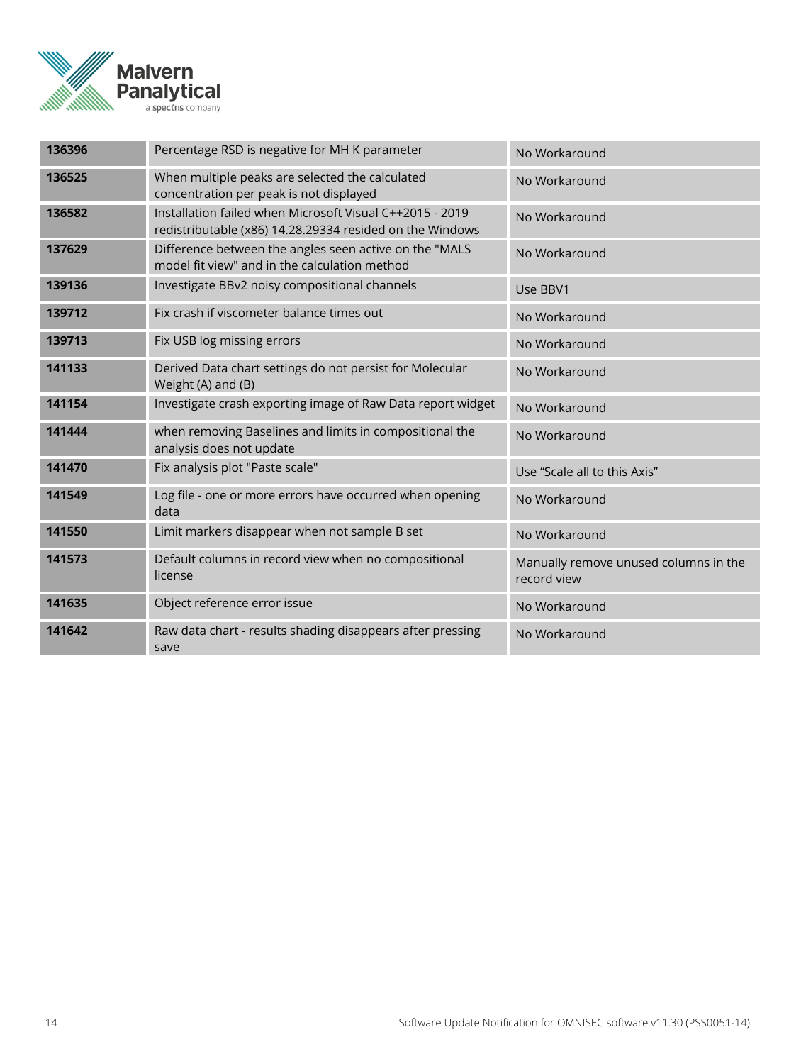| | | |
|---|---|---|
| **136396** | Percentage RSD is negative for MH K parameter | No Workaround |
| **136525** | When multiple peaks are selected the calculated concentration per peak is not displayed | No Workaround |
| **136582** | Installation failed when Microsoft Visual C++2015 - 2019 redistributable (x86) 14.28.29334 resided on the Windows | No Workaround |
| **137629** | Difference between the angles seen active on the "MALS model fit view" and in the calculation method | No Workaround |
| **139136** | Investigate BBv2 noisy compositional channels | Use BBV1 |
| **139712** | Fix crash if viscometer balance times out | No Workaround |
| **139713** | Fix USB log missing errors | No Workaround |
| **141133** | Derived Data chart settings do not persist for Molecular Weight (A) and (B) | No Workaround |
| **141154** | Investigate crash exporting image of Raw Data report widget | No Workaround |
| **141444** | when removing Baselines and limits in compositional the analysis does not update | No Workaround |
| **141470** | Fix analysis plot "Paste scale" | Use "Scale all to this Axis" |
| **141549** | Log file - one or more errors have occurred when opening data | No Workaround |
| **141550** | Limit markers disappear when not sample B set | No Workaround |
| **141573** | Default columns in record view when no compositional license | Manually remove unused columns in the record view |
| **141635** | Object reference error issue | No Workaround |
| **141642** | Raw data chart - results shading disappears after pressing save | No Workaround |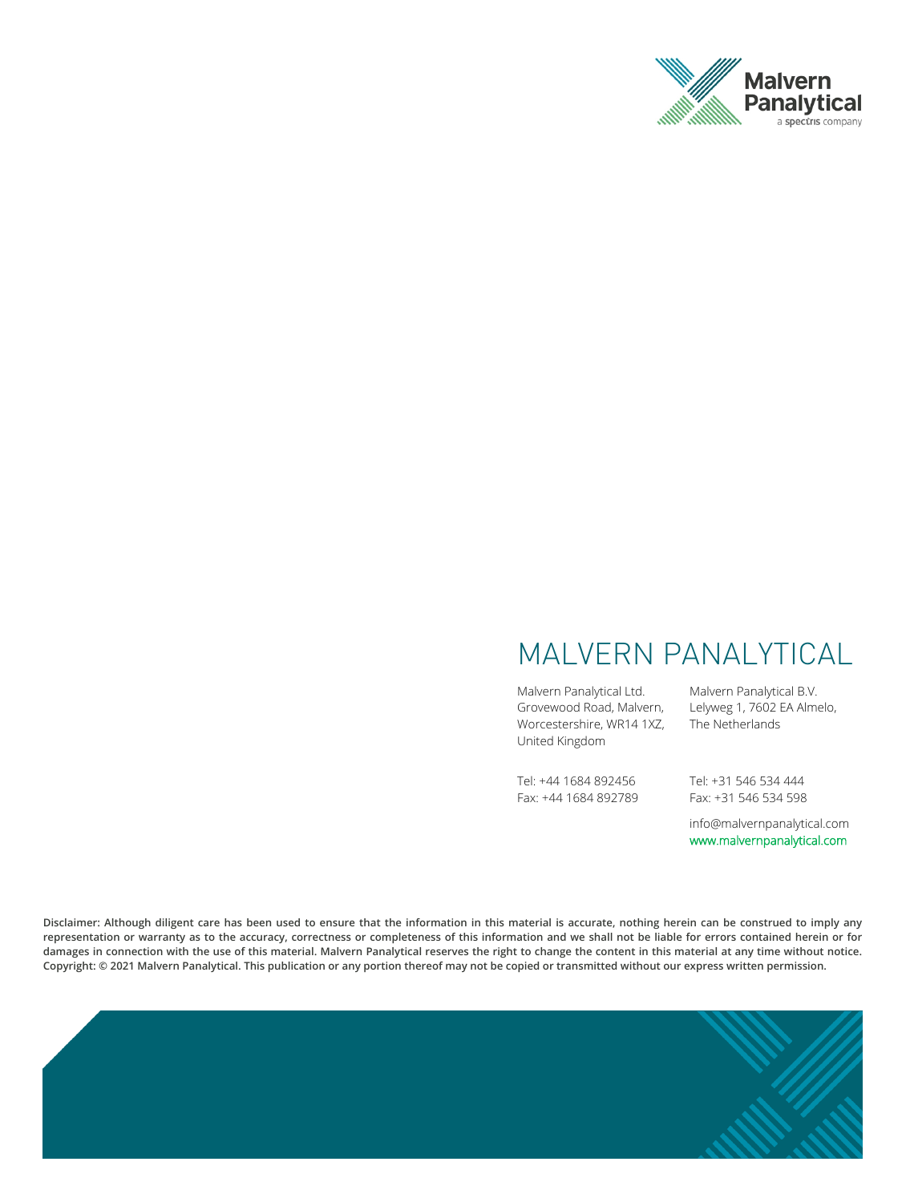Malvern Panalytical
a spectris company

# MALVERN PANALYTICAL

Malvern Panalytical Ltd.
Grovewood Road, Malvern,
Worcestershire, WR14 1XZ,
United Kingdom

Tel: +44 1684 892456
Fax: +44 1684 892789

Malvern Panalytical B.V.
Lelyweg 1, 7602 EA Almelo,
The Netherlands

Tel: +31 546 534 444
Fax: +31 546 534 598

info@malvernpanalytical.com
www.malvernpanalytical.com

**Disclaimer: Although diligent care has been used to ensure that the information in this material is accurate, nothing herein can be construed to imply any representation or warranty as to the accuracy, correctness or completeness of this information and we shall not be liable for errors contained herein or for damages in connection with the use of this material. Malvern Panalytical reserves the right to change the content in this material at any time without notice. Copyright: © 2021 Malvern Panalytical. This publication or any portion thereof may not be copied or transmitted without our express written permission.**